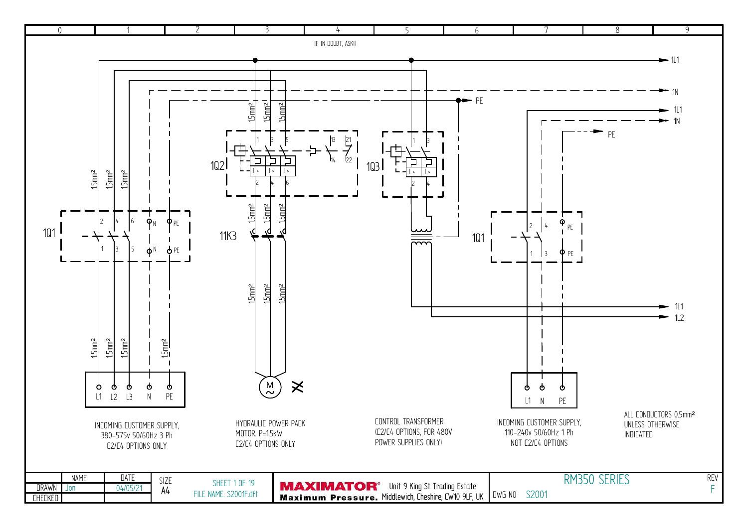IF IN DOUBT, ASK!!

**1Q1** (3 Ph): 1, 3, 5 / 2, 4, 6 / N / PE

**1Q2**: 1, 3, 5 / 2, 4, 6 / 13, 14 / 21, 22

**11K3**

**1Q3**: 1, 3 / 2, 4

**1Q1** (1 Ph): 1, 3 / 2, 4 / PE

Outputs: 1L1, 1N, PE, 1L1, 1N, PE, 1L1, 1L2

1.5mm² conductors

INCOMING CUSTOMER SUPPLY, 380-575v 50/60Hz 3 Ph C2/C4 OPTIONS ONLY

L1 L2 L3 N PE

HYDRAULIC POWER PACK MOTOR. P=1.5kW C2/C4 OPTIONS ONLY

M ~

CONTROL TRANSFORMER (C2/C4 OPTIONS, FOR 480V POWER SUPPLIES ONLY)

INCOMING CUSTOMER SUPPLY, 110-240v 50/60Hz 1 Ph NOT C2/C4 OPTIONS

L1 N PE

ALL CONDUCTORS 0.5mm² UNLESS OTHERWISE INDICATED

| | NAME | DATE | SIZE | |
|---|---|---|---|---|
| DRAWN | Jon | 04/05/21 | A4 | SHEET 1 OF 19 |
| CHECKED | | | | FILE NAME: S2001F.dft |

MAXIMATOR® Maximum Pressure. Unit 9 King St Trading Estate Middlewich, Cheshire, CW10 9LF, UK

RM350 SERIES

DWG NO S2001

REV F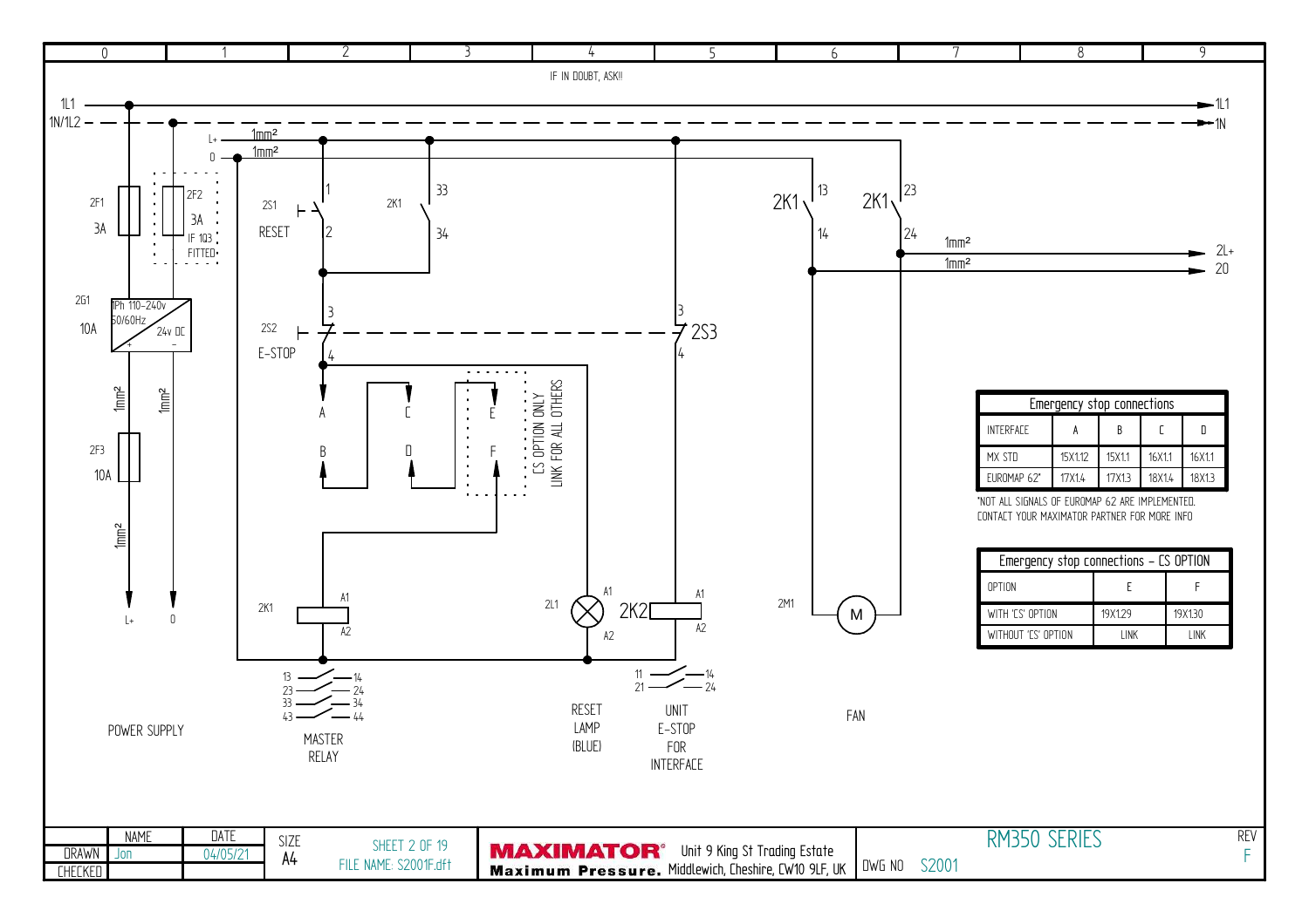IF IN DOUBT, ASK!!

POWER SUPPLY

MASTER RELAY

RESET LAMP (BLUE)

UNIT E-STOP FOR INTERFACE

FAN

CS OPTION ONLY LINK FOR ALL OTHERS

| Emergency stop connections | | | | |
|---|---|---|---|---|
| INTERFACE | A | B | C | D |
| MX STD | 15X1.12 | 15X1.1 | 16X1.1 | 16X1.1 |
| EUROMAP 62* | 17X1.4 | 17X1.3 | 18X1.4 | 18X1.3 |

*NOT ALL SIGNALS OF EUROMAP 62 ARE IMPLEMENTED. CONTACT YOUR MAXIMATOR PARTNER FOR MORE INFO

| Emergency stop connections - CS OPTION | | |
|---|---|---|
| OPTION | E | F |
| WITH 'CS' OPTION | 19X1.29 | 19X1.30 |
| WITHOUT 'CS' OPTION | LINK | LINK |

| | NAME | DATE | SIZE | SHEET 2 OF 19 |
|---|---|---|---|---|
| DRAWN | Jon | 04/05/21 | A4 | FILE NAME: S2001F.dft |
| CHECKED | | | | |

MAXIMATOR® Maximum Pressure. Unit 9 King St Trading Estate, Middlewich, Cheshire, CW10 9LF, UK

RM350 SERIES — DWG NO S2001 — REV F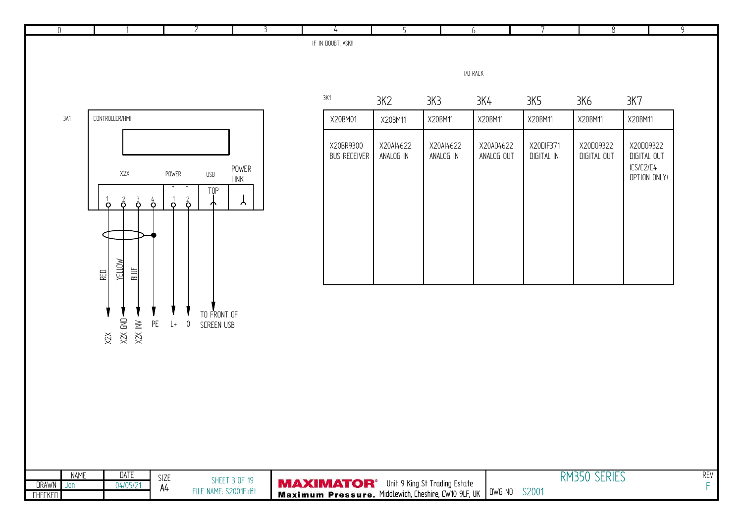IF IN DOUBT, ASK!!

3A1 CONTROLLER/HMI

X2X

| 1 | 2 | 3 | 4 |
|---|---|---|---|
| RED | YELLOW | BLUE | |
| X2X | X2X GND | X2X INV | PE |

POWER

| + | − |
|---|---|
| 1 | 2 |
| L+ | 0 |

USB

TOP

TO FRONT OF SCREEN USB

POWER LINK

I/O RACK

| 3K1 | 3K2 | 3K3 | 3K4 | 3K5 | 3K6 | 3K7 |
|---|---|---|---|---|---|---|
| X20BM01 | X20BM11 | X20BM11 | X20BM11 | X20BM11 | X20BM11 | X20BM11 |
| X20BR9300 BUS RECEIVER | X20AI4622 ANALOG IN | X20AI4622 ANALOG IN | X20AO4622 ANALOG OUT | X20DIF371 DIGITAL IN | X20DO9322 DIGITAL OUT | X20DO9322 DIGITAL OUT (CS/C2/C4 OPTION ONLY) |

| | NAME | DATE | SIZE | |
|---|---|---|---|---|
| DRAWN | Jon | 04/05/21 | A4 | SHEET 3 OF 19 FILE NAME: S2001F.dft |
| CHECKED | | | | |

MAXIMATOR® Maximum Pressure. Unit 9 King St Trading Estate Middlewich, Cheshire, CW10 9LF, UK

RM350 SERIES

DWG NO S2001

REV F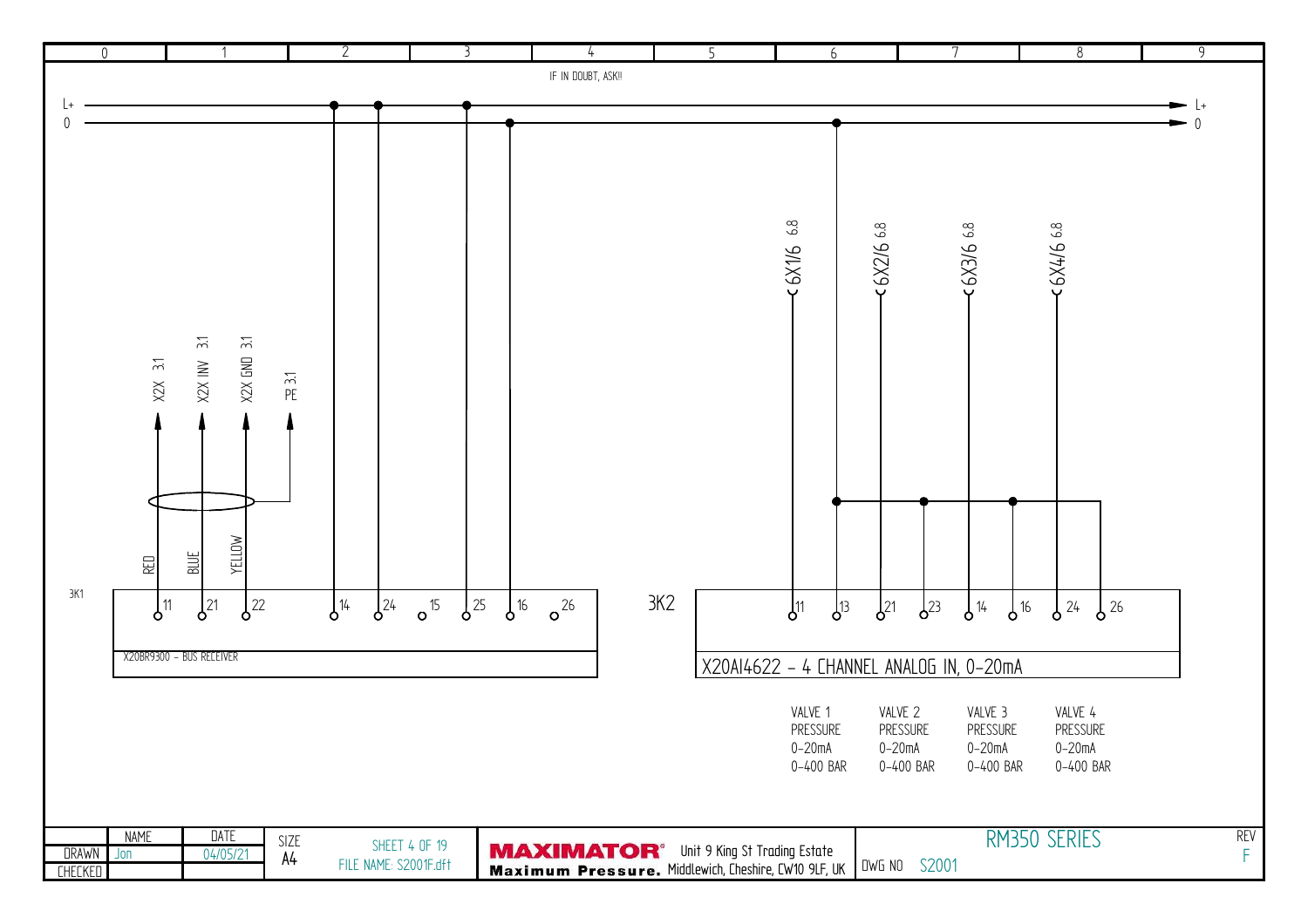| 0 | 1 | 2 | 3 | 4 | 5 | 6 | 7 | 8 | 9 |
|---|---|---|---|---|---|---|---|---|---|

IF IN DOUBT, ASK!!

L+

0

X2X 3.1

X2X INV 3.1

X2X GND 3.1

PE 3.1

RED

BLUE

YELLOW

3K1

11 21 22 14 24 15 25 16 26

X20BR9300 - BUS RECEIVER

6X1/6 6.8

6X2/6 6.8

6X3/6 6.8

6X4/6 6.8

3K2

11 13 21 23 14 16 24 26

X20AI4622 - 4 CHANNEL ANALOG IN, 0-20mA

| VALVE 1 | VALVE 2 | VALVE 3 | VALVE 4 |
|---|---|---|---|
| PRESSURE | PRESSURE | PRESSURE | PRESSURE |
| 0-20mA | 0-20mA | 0-20mA | 0-20mA |
| 0-400 BAR | 0-400 BAR | 0-400 BAR | 0-400 BAR |

| | NAME | DATE | SIZE | |
|---|---|---|---|---|
| DRAWN | Jon | 04/05/21 | A4 | FILE NAME: S2001F.dft |
| CHECKED | | | | |

**MAXIMATOR®** **Maximum Pressure.** Unit 9 King St Trading Estate Middlewich, Cheshire, CW10 9LF, UK

RM350 SERIES

DWG NO S2001

REV F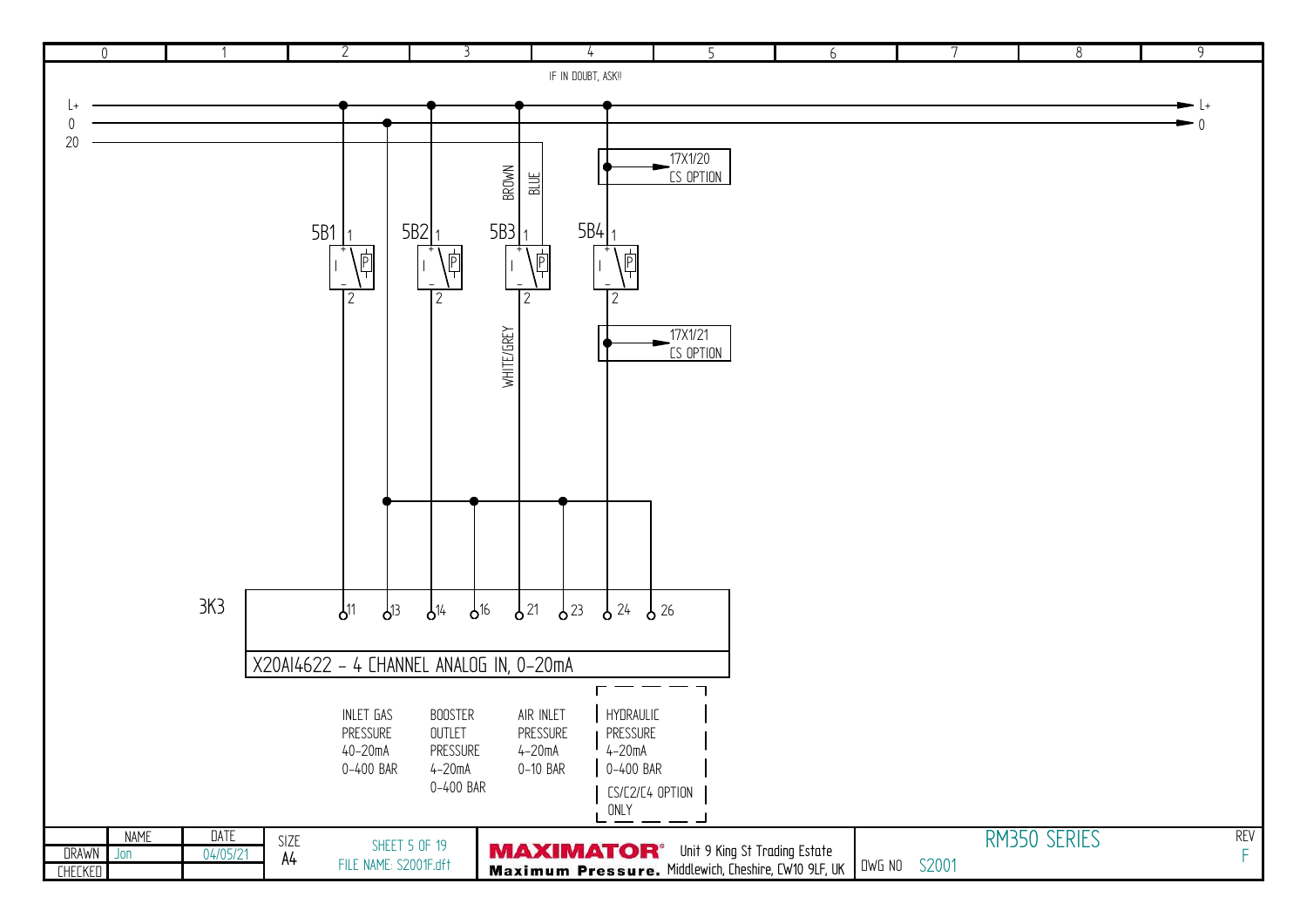IF IN DOUBT, ASK!!

L+
0
20

17X1/20
CS OPTION

BROWN
BLUE

5B1 1 — 2
5B2 1 — 2
5B3 1 — 2
5B4 1 — 2

WHITE/GREY

17X1/21
CS OPTION

3K3

11 13 14 16 21 23 24 26

X20AI4622 - 4 CHANNEL ANALOG IN, 0-20mA

| INLET GAS PRESSURE | BOOSTER OUTLET PRESSURE | AIR INLET PRESSURE | HYDRAULIC PRESSURE |
| --- | --- | --- | --- |
| 40-20mA | 4-20mA | 4-20mA | 4-20mA |
| 0-400 BAR | 0-400 BAR | 0-10 BAR | 0-400 BAR |
| | | | CS/C2/C4 OPTION ONLY |

| | NAME | DATE | SIZE | | |
| --- | --- | --- | --- | --- | --- |
| DRAWN | Jon | 04/05/21 | A4 | SHEET 5 OF 19 | FILE NAME: S2001F.dft |
| CHECKED | | | | | |

MAXIMATOR® Maximum Pressure. Unit 9 King St Trading Estate Middlewich, Cheshire, CW10 9LF, UK

RM350 SERIES

DWG NO S2001

REV F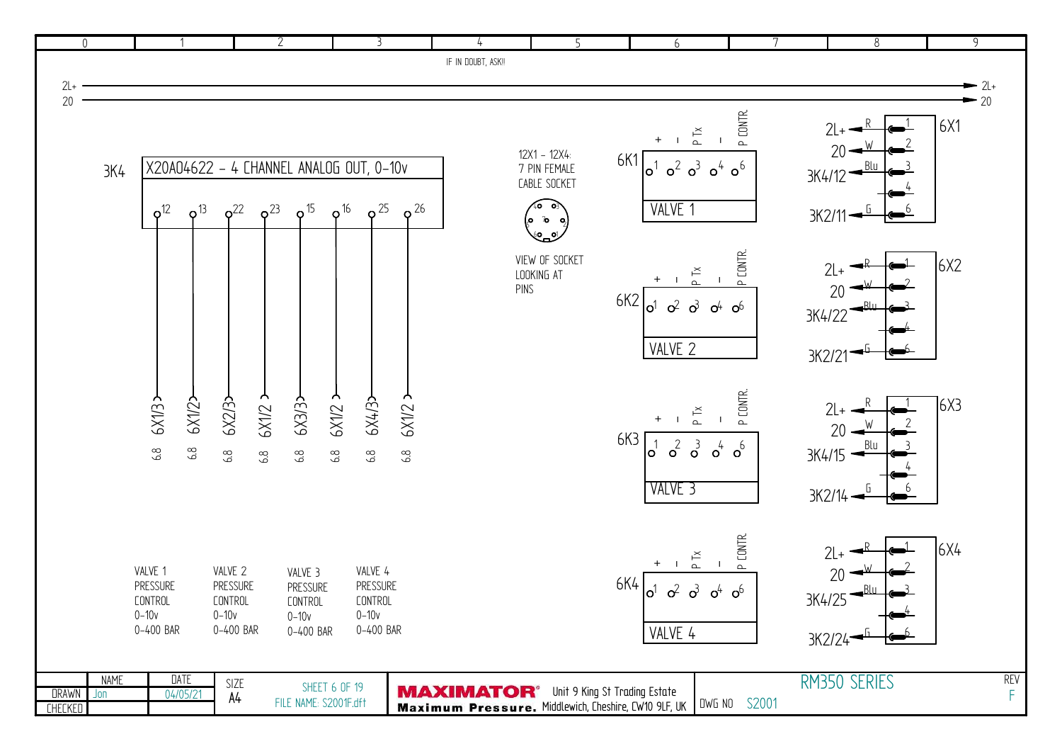IF IN DOUBT, ASK!!

2L+

20

## 3K4 X20AO4622 – 4 CHANNEL ANALOG OUT, 0–10v

| Terminal | 12 | 13 | 22 | 23 | 15 | 16 | 25 | 26 |
|---|---|---|---|---|---|---|---|---|
| Connection | 6X1/3 | 6X1/2 | 6X2/3 | 6X1/2 | 6X3/3 | 6X1/2 | 6X4/3 | 6X1/2 |
| | 6.8 | 6.8 | 6.8 | 6.8 | 6.8 | 6.8 | 6.8 | 6.8 |

VALVE 1 PRESSURE CONTROL 0–10v 0–400 BAR

VALVE 2 PRESSURE CONTROL 0–10v 0–400 BAR

VALVE 3 PRESSURE CONTROL 0–10v 0–400 BAR

VALVE 4 PRESSURE CONTROL 0–10v 0–400 BAR

12X1 – 12X4: 7 PIN FEMALE CABLE SOCKET

VIEW OF SOCKET LOOKING AT PINS

### Valves

Pin labels: 1 (+), 2 (–), 3 (P Tx), 4 (–), 6 (P CONTR.)

| Valve | Ref | 6X terminal 1 | 2 | 3 | 4 | 6 |
|---|---|---|---|---|---|---|
| VALVE 1 | 6K1 / 6X1 | 2L+ (R) | 20 (W) | 3K4/12 (Blu) | | 3K2/11 (G) |
| VALVE 2 | 6K2 / 6X2 | 2L+ (R) | 20 (W) | 3K4/22 (Blu) | | 3K2/21 (G) |
| VALVE 3 | 6K3 / 6X3 | 2L+ (R) | 20 (W) | 3K4/15 (Blu) | | 3K2/14 (G) |
| VALVE 4 | 6K4 / 6X4 | 2L+ (R) | 20 (W) | 3K4/25 (Blu) | | 3K2/24 (G) |

| NAME | DATE | SIZE | | |
|---|---|---|---|---|
| DRAWN Jon | 04/05/21 | A4 | SHEET 6 OF 19 | FILE NAME: S2001F.dft |
| CHECKED | | | | |

MAXIMATOR® Maximum Pressure. Unit 9 King St Trading Estate Middlewich, Cheshire, CW10 9LF, UK

RM350 SERIES — DWG NO S2001 — REV F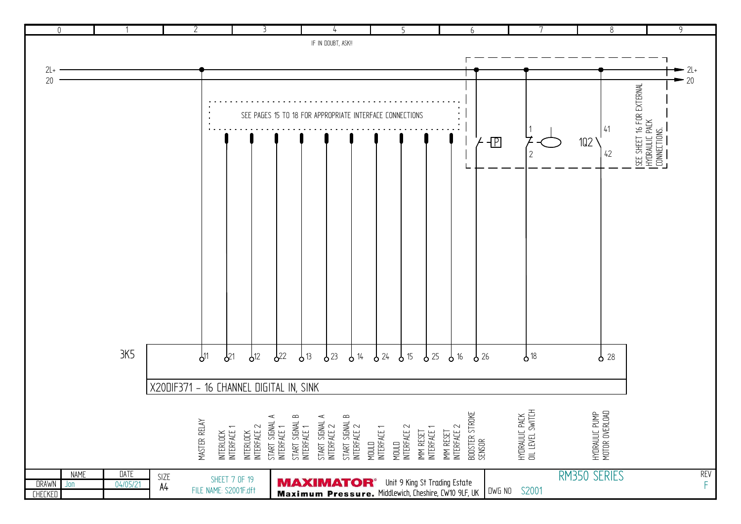IF IN DOUBT, ASK!!

2L+

20

SEE PAGES 15 TO 18 FOR APPROPRIATE INTERFACE CONNECTIONS

SEE SHEET 16 FOR EXTERNAL HYDRAULIC PACK CONNECTIONS.

3K5

X20DIF371 - 16 CHANNEL DIGITAL IN, SINK

| Terminal | Description |
| --- | --- |
| 11 | MASTER RELAY |
| 21 | INTERLOCK INTERFACE 1 |
| 12 | INTERLOCK INTERFACE 2 |
| 22 | START SIGNAL A INTERFACE 1 |
| 13 | START SIGNAL B INTERFACE 1 |
| 23 | START SIGNAL A INTERFACE 2 |
| 14 | START SIGNAL B INTERFACE 2 |
| 24 | MOULD INTERFACE 1 |
| 15 | MOULD INTERFACE 2 |
| 25 | IMM RESET INTERFACE 1 |
| 16 | IMM RESET INTERFACE 2 |
| 26 | BOOSTER STROKE SENSOR (P) |
| 18 | HYDRAULIC PACK OIL LEVEL SWITCH (1–2) |
| 28 | HYDRAULIC PUMP MOTOR OVERLOAD (1Q2, 41–42) |

| NAME | DATE | SIZE |
| --- | --- | --- |
| DRAWN: Jon | 04/05/21 | A4 |
| CHECKED | | |

SHEET 7 OF 19

FILE NAME: S2001F.dft

MAXIMATOR® Maximum Pressure. Unit 9 King St Trading Estate Middlewich, Cheshire, CW10 9LF, UK

RM350 SERIES

DWG NO: S2001

REV: F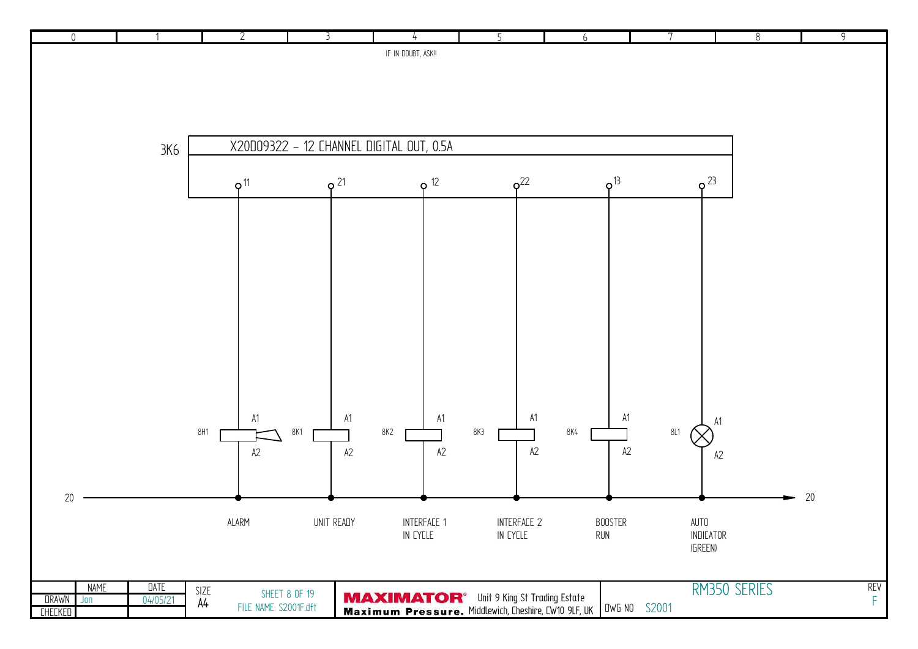IF IN DOUBT, ASK!!

3K6

## X20D09322 – 12 CHANNEL DIGITAL OUT, 0.5A

| Output | Device | A1 / A2 | Function |
|---|---|---|---|
| 11 | 8H1 | A1 / A2 | ALARM |
| 21 | 8K1 | A1 / A2 | UNIT READY |
| 12 | 8K2 | A1 / A2 | INTERFACE 1 IN CYCLE |
| 22 | 8K3 | A1 / A2 | INTERFACE 2 IN CYCLE |
| 13 | 8K4 | A1 / A2 | BOOSTER RUN |
| 23 | 8L1 | A1 / A2 | AUTO INDICATOR (GREEN) |

20 — 20

| | NAME | DATE | SIZE | SHEET 8 OF 19 |
|---|---|---|---|---|
| DRAWN | Jon | 04/05/21 | A4 | FILE NAME: S2001F.dft |
| CHECKED | | | | |

MAXIMATOR® Maximum Pressure. Unit 9 King St Trading Estate Middlewich, Cheshire, CW10 9LF, UK

RM350 SERIES

DWG NO S2001

REV F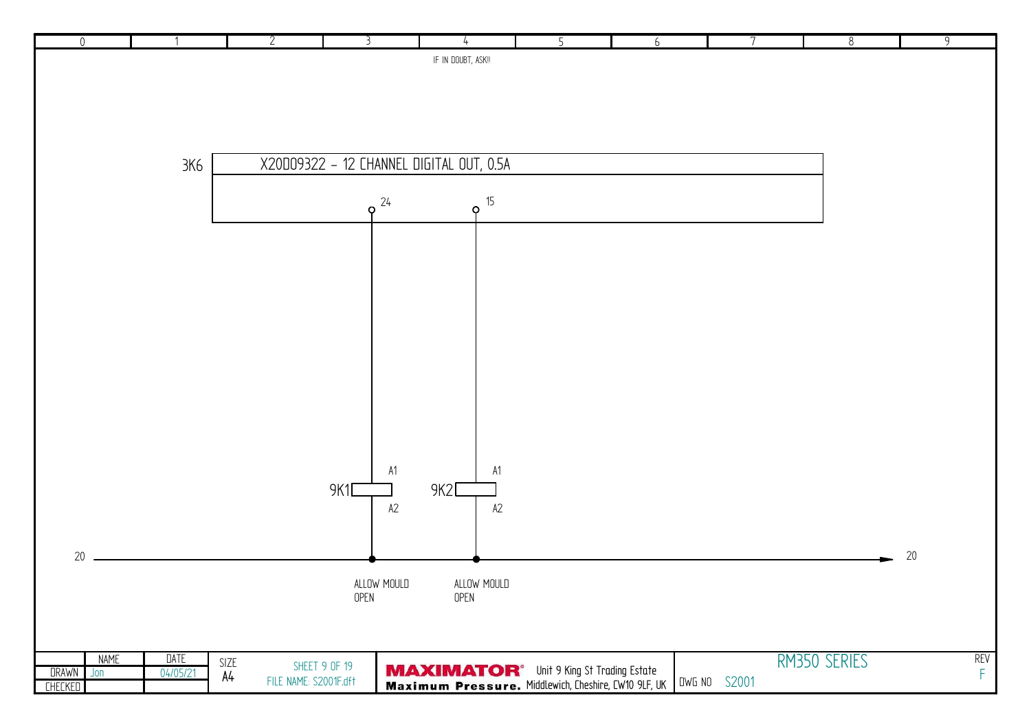IF IN DOUBT, ASK!!

3K6 — X20DO9322 - 12 CHANNEL DIGITAL OUT, 0.5A

24

15

9K1 A1 A2

9K2 A1 A2

20

20

ALLOW MOULD OPEN

ALLOW MOULD OPEN

| | NAME | DATE | SIZE | |
|---|---|---|---|---|
| DRAWN | Jon | 04/05/21 | A4 | FILE NAME: S2001F.dft |
| CHECKED | | | | |

**MAXIMATOR**® Maximum Pressure. Unit 9 King St Trading Estate Middlewich, Cheshire, CW10 9LF, UK

RM350 SERIES

DWG NO S2001

REV F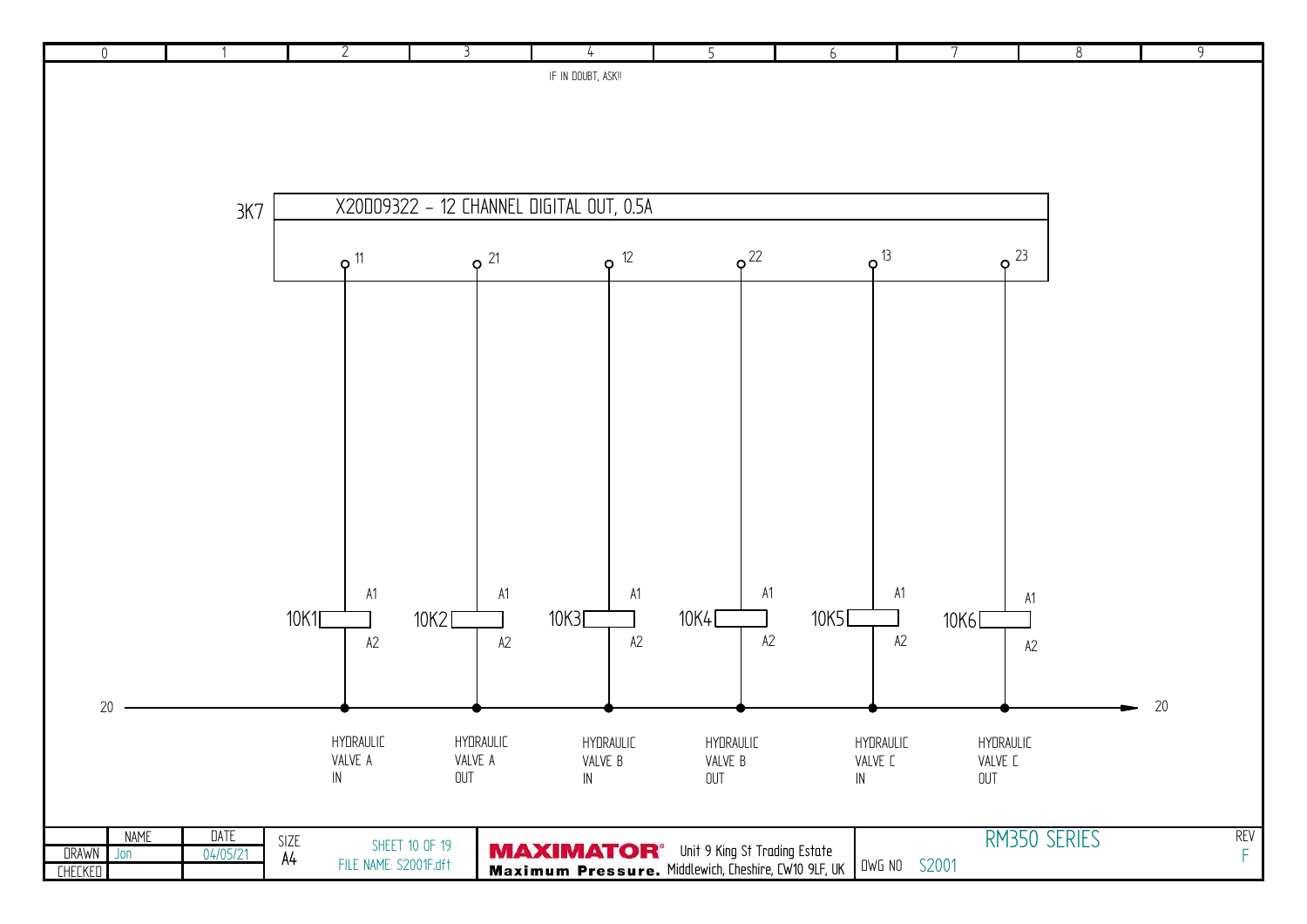IF IN DOUBT, ASK!!

3K7

## X20DO9322 - 12 CHANNEL DIGITAL OUT, 0.5A

| Output | Relay | Terminals | Description |
|---|---|---|---|
| 11 | 10K1 | A1 / A2 | HYDRAULIC VALVE A IN |
| 21 | 10K2 | A1 / A2 | HYDRAULIC VALVE A OUT |
| 12 | 10K3 | A1 / A2 | HYDRAULIC VALVE B IN |
| 22 | 10K4 | A1 / A2 | HYDRAULIC VALVE B OUT |
| 13 | 10K5 | A1 / A2 | HYDRAULIC VALVE C IN |
| 23 | 10K6 | A1 / A2 | HYDRAULIC VALVE C OUT |

20 —— 20

| | NAME | DATE | SIZE | |
|---|---|---|---|---|
| DRAWN | Jon | 04/05/21 | A4 | SHEET 10 OF 19 |
| CHECKED | | | | FILE NAME: S2001F.dft |

**MAXIMATOR®** Maximum Pressure. Unit 9 King St Trading Estate, Middlewich, Cheshire, CW10 9LF, UK

RM350 SERIES

DWG NO S2001

REV F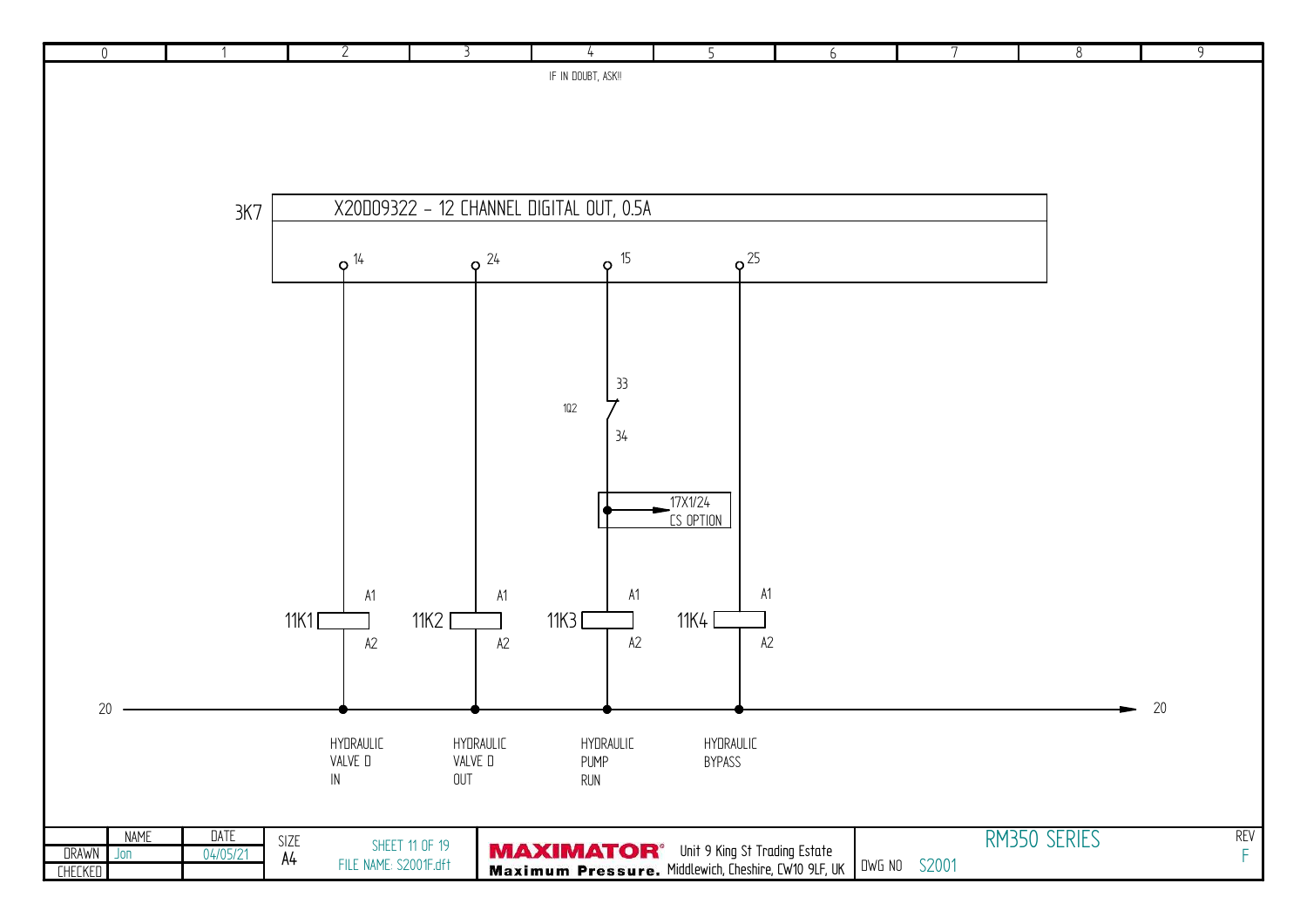IF IN DOUBT, ASK!!

3K7

X20DO9322 - 12 CHANNEL DIGITAL OUT, 0.5A

14 24 15 25

1Q2 33 34

17X1/24
CS OPTION

| 11K1 | 11K2 | 11K3 | 11K4 |
| --- | --- | --- | --- |
| A1 / A2 | A1 / A2 | A1 / A2 | A1 / A2 |
| HYDRAULIC VALVE D IN | HYDRAULIC VALVE D OUT | HYDRAULIC PUMP RUN | HYDRAULIC BYPASS |

20 → 20

| | NAME | DATE | SIZE | |
| --- | --- | --- | --- | --- |
| DRAWN | Jon | 04/05/21 | A4 | SHEET 11 OF 19 |
| CHECKED | | | | FILE NAME: S2001F.dft |

MAXIMATOR® Maximum Pressure. Unit 9 King St Trading Estate Middlewich, Cheshire, CW10 9LF, UK

RM350 SERIES

DWG NO S2001

REV F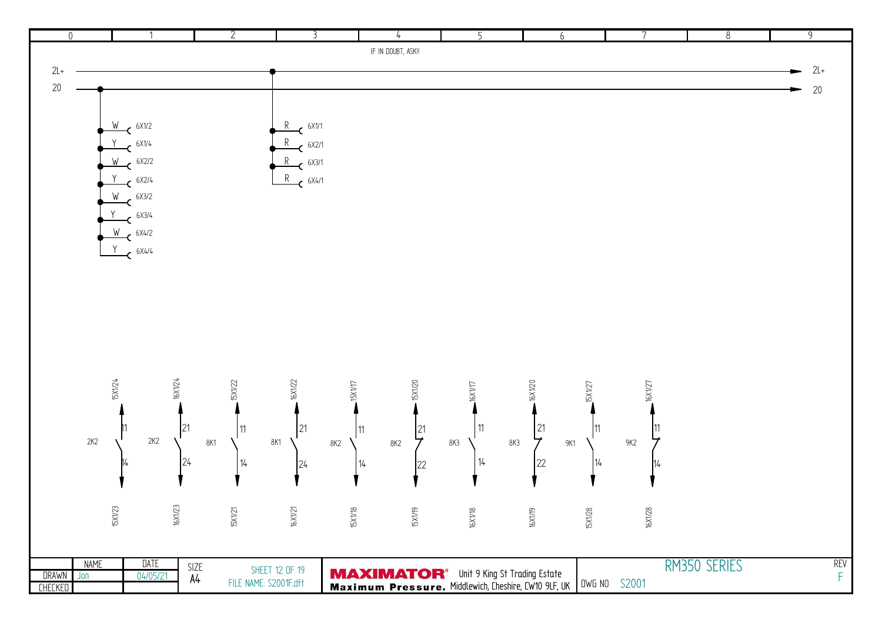| 0 | 1 | 2 | 3 | 4 | 5 | 6 | 7 | 8 | 9 |
|---|---|---|---|---|---|---|---|---|---|

IF IN DOUBT, ASK!!

2L+ → 2L+

20 → 20

| Wire | Terminal |
|---|---|
| W | 6X1/2 |
| Y | 6X1/4 |
| W | 6X2/2 |
| Y | 6X2/4 |
| W | 6X3/2 |
| Y | 6X3/4 |
| W | 6X4/2 |
| Y | 6X4/4 |

| Wire | Terminal |
|---|---|
| R | 6X1/1 |
| R | 6X2/1 |
| R | 6X3/1 |
| R | 6X4/1 |

| Contact | Pins | Top Terminal | Bottom Terminal |
|---|---|---|---|
| 2K2 | 11 / 14 | 15X1/24 | 15X1/23 |
| 2K2 | 21 / 24 | 16X1/24 | 16X1/23 |
| 8K1 | 11 / 14 | 15X1/22 | 15X1/21 |
| 8K1 | 21 / 24 | 16X1/22 | 16X1/21 |
| 8K2 | 11 / 14 | 15X1/17 | 15X1/18 |
| 8K2 | 21 / 22 | 15X1/20 | 15X1/19 |
| 8K3 | 11 / 14 | 16X1/17 | 16X1/18 |
| 8K3 | 21 / 22 | 16X1/20 | 16X1/19 |
| 9K1 | 11 / 14 | 15X1/27 | 15X1/28 |
| 9K2 | 11 / 14 | 16X1/27 | 16X1/28 |

| | NAME | DATE | SIZE | | | | |
|---|---|---|---|---|---|---|---|
| DRAWN | Jon | 04/05/21 | A4 | SHEET 12 OF 19 | MAXIMATOR® Maximum Pressure. Unit 9 King St Trading Estate Middlewich, Cheshire, CW10 9LF, UK | RM350 SERIES | REV |
| CHECKED | | | | FILE NAME: S2001F.dft | | DWG NO S2001 | F |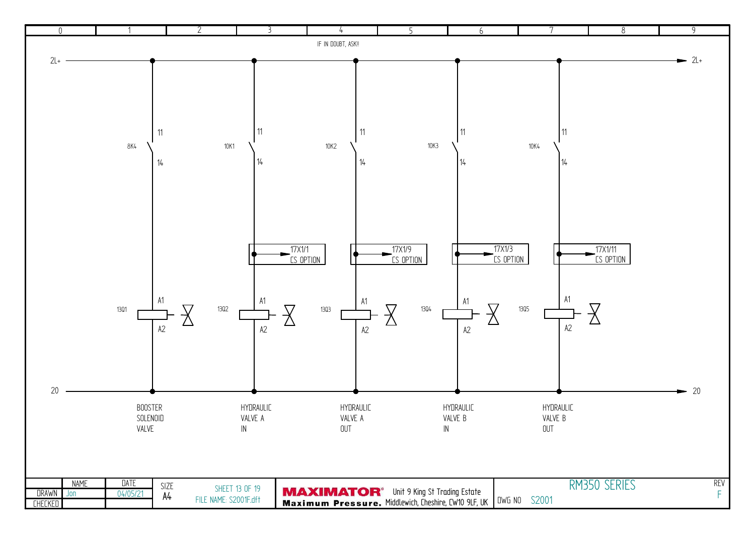IF IN DOUBT, ASK!!

2L+ — 2L+

20 — 20

| Contact | Terminals | Coil | Terminals | Option | Description |
|---|---|---|---|---|---|
| 8K4 | 11 / 14 | 13Q1 | A1 / A2 | | BOOSTER SOLENOID VALVE |
| 10K1 | 11 / 14 | 13Q2 | A1 / A2 | 17X1/1 CS OPTION | HYDRAULIC VALVE A IN |
| 10K2 | 11 / 14 | 13Q3 | A1 / A2 | 17X1/9 CS OPTION | HYDRAULIC VALVE A OUT |
| 10K3 | 11 / 14 | 13Q4 | A1 / A2 | 17X1/3 CS OPTION | HYDRAULIC VALVE B IN |
| 10K4 | 11 / 14 | 13Q5 | A1 / A2 | 17X1/11 CS OPTION | HYDRAULIC VALVE B OUT |

| | NAME | DATE | SIZE | | |
|---|---|---|---|---|---|
| DRAWN | Jon | 04/05/21 | A4 | SHEET 13 OF 19 | FILE NAME: S2001F.dft |
| CHECKED | | | | | |

**MAXIMATOR®** Maximum Pressure. Unit 9 King St Trading Estate, Middlewich, Cheshire, CW10 9LF, UK

RM350 SERIES

DWG NO S2001

REV F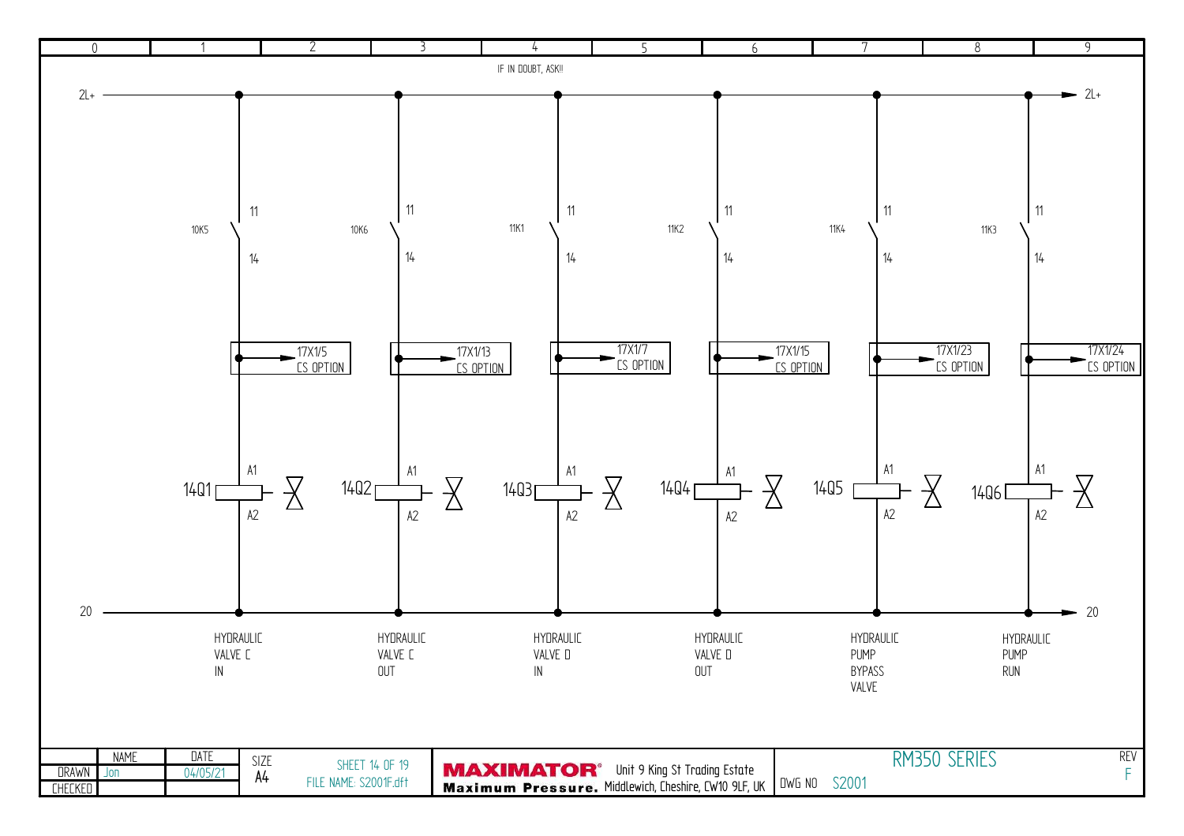IF IN DOUBT, ASK!!

| Contact | Terminal | Solenoid | Function |
| --- | --- | --- | --- |
| 10K5 (11/14) | 17X1/5 CS OPTION | 14Q1 (A1/A2) | HYDRAULIC VALVE C IN |
| 10K6 (11/14) | 17X1/13 CS OPTION | 14Q2 (A1/A2) | HYDRAULIC VALVE C OUT |
| 11K1 (11/14) | 17X1/7 CS OPTION | 14Q3 (A1/A2) | HYDRAULIC VALVE D IN |
| 11K2 (11/14) | 17X1/15 CS OPTION | 14Q4 (A1/A2) | HYDRAULIC VALVE D OUT |
| 11K4 (11/14) | 17X1/23 CS OPTION | 14Q5 (A1/A2) | HYDRAULIC PUMP BYPASS VALVE |
| 11K3 (11/14) | 17X1/24 CS OPTION | 14Q6 (A1/A2) | HYDRAULIC PUMP RUN |

Supply rails: 2L+ / 20

| NAME | DATE | SIZE | SHEET 14 OF 19 |
| --- | --- | --- | --- |
| DRAWN: Jon | 04/05/21 | A4 | FILE NAME: S2001F.dft |
| CHECKED | | | |

MAXIMATOR® Maximum Pressure. Unit 9 King St Trading Estate Middlewich, Cheshire, CW10 9LF, UK

RM350 SERIES — DWG NO S2001 — REV F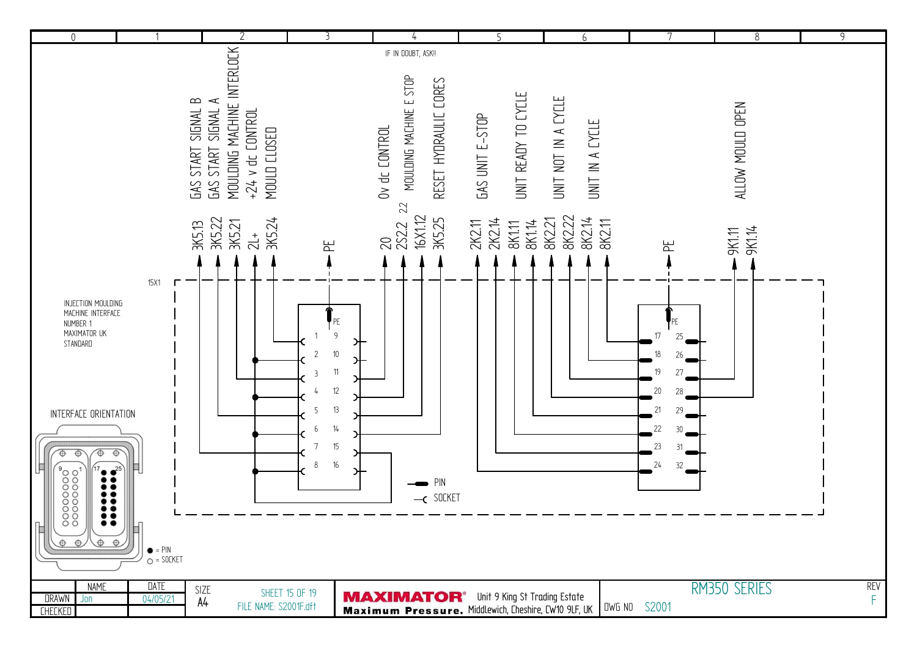IF IN DOUBT, ASK!!

15X1

INJECTION MOULDING MACHINE INTERFACE NUMBER 1 MAXIMATOR UK STANDARD

INTERFACE ORIENTATION

● = PIN
○ = SOCKET

| Signal | Wire | Socket Connector Pin |
|---|---|---|
| GAS START SIGNAL B | 3K5.13 | 7 |
| GAS START SIGNAL A | 3K5.22 | 5 |
| MOULDING MACHINE INTERLOCK | 3K5.21 | 3 |
| +24 v dc CONTROL | 2L+ | 2, 4, 6, 8 |
| MOULD CLOSED | 3K5.24 | 1 |
| | PE | PE |
| 0v dc CONTROL | 20 | 11 |
| MOULDING MACHINE E STOP | 2S2.2 (2.2) | 12 |
| RESET HYDRAULIC CORES | 16X1.12 | 13 |
| | 3K5.25 | 14 |
| | | 15 (to 16) |

| Signal | Wire | Pin Connector Pin |
|---|---|---|
| GAS UNIT E-STOP | 2K2.11 | 24 |
| | 2K2.14 | 23 |
| UNIT READY TO CYCLE | 8K1.11 | 22 |
| | 8K1.14 | 21 |
| UNIT NOT IN A CYCLE | 8K2.21 | 20 |
| | 8K2.22 | 19 |
| UNIT IN A CYCLE | 8K2.14 | 18 |
| | 8K2.11 | 17 |
| | PE | PE |
| ALLOW MOULD OPEN | 9K1.11 | 27 |
| | 9K1.14 | 28 |

PIN
SOCKET

| NAME | DATE | SIZE | SHEET 15 OF 19 |
|---|---|---|---|
| DRAWN Jon | 04/05/21 | A4 | FILE NAME: S2001F.dft |
| CHECKED | | | |

MAXIMATOR® Maximum Pressure. Unit 9 King St Trading Estate Middlewich, Cheshire, CW10 9LF, UK

RM350 SERIES

DWG NO S2001

REV F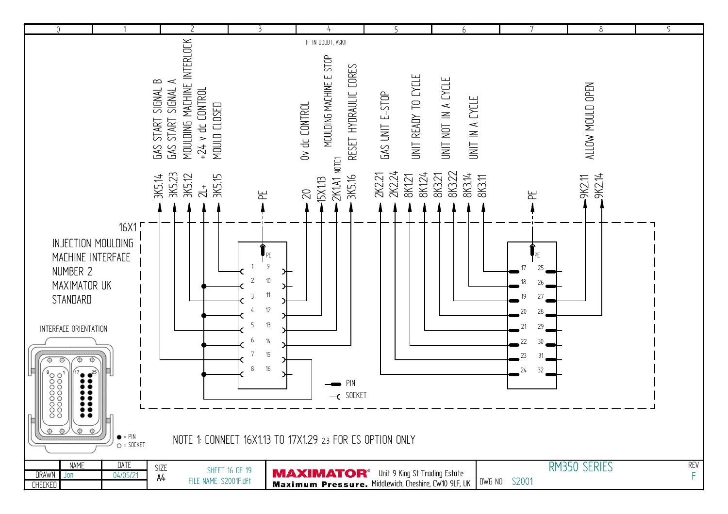IF IN DOUBT, ASK!!

# 16X1 INJECTION MOULDING MACHINE INTERFACE NUMBER 2 MAXIMATOR UK STANDARD

| Signal | Terminal |
|---|---|
| GAS START SIGNAL B | 3K5.14 |
| GAS START SIGNAL A | 3K5.23 |
| MOULDING MACHINE INTERLOCK | 3K5.12 |
| +24 v dc CONTROL | 2L+ |
| MOULD CLOSED | 3K5.15 |
| | PE |
| 0v dc CONTROL | 20 |
| MOULDING MACHINE E STOP | 15X1.13 |
| | 2K1A1 NOTE1 |
| RESET HYDRAULIC CORES | 3K5.16 |
| GAS UNIT E-STOP | 2K2.21 |
| | 2K2.24 |
| UNIT READY TO CYCLE | 8K1.21 |
| | 8K1.24 |
| UNIT NOT IN A CYCLE | 8K3.21 |
| | 8K3.22 |
| UNIT IN A CYCLE | 8K3.14 |
| | 8K3.11 |
| | PE |
| ALLOW MOULD OPEN | 9K2.11 |
| | 9K2.14 |

INTERFACE ORIENTATION

● = PIN
○ = SOCKET

NOTE 1: CONNECT 16X1.13 TO 17X1.29 2.3 FOR CS OPTION ONLY

| | NAME | DATE |
|---|---|---|
| DRAWN | Jon | 04/05/21 |
| CHECKED | | |

SIZE A4 — SHEET 16 OF 19 — FILE NAME: S2001F.dft

MAXIMATOR® Maximum Pressure. Unit 9 King St Trading Estate Middlewich, Cheshire, CW10 9LF, UK

RM350 SERIES — DWG NO S2001 — REV F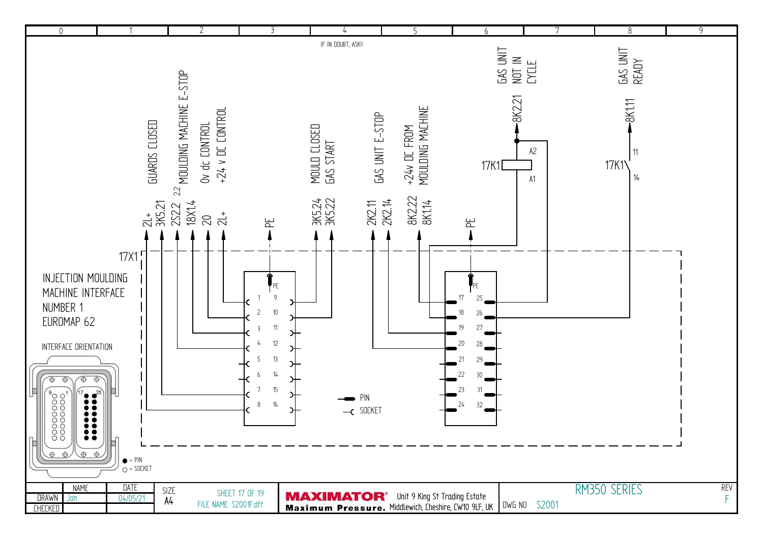IF IN DOUBT, ASK!!

# INJECTION MOULDING MACHINE INTERFACE NUMBER 1 EUROMAP 62

17X1

INTERFACE ORIENTATION

● = PIN
○ = SOCKET

PIN
SOCKET

| Signal | Reference | Connector pin |
|---|---|---|
| GUARDS CLOSED | 2L+ | 8 |
| GUARDS CLOSED | 3K5.21 | 7 |
| 2.2 MOULDING MACHINE E-STOP | 2S2.2 | 4 |
| 2.2 MOULDING MACHINE E-STOP | 18X1.4 | 3 |
| 0v dc CONTROL | 20 | 2 |
| +24 v DC CONTROL | 2L+ | 1 |
| | PE | PE |
| MOULD CLOSED GAS START | 3K5.24 | 9 |
| MOULD CLOSED GAS START | 3K5.22 | 10 |
| GAS UNIT E-STOP | 2K2.11 | 20 |
| GAS UNIT E-STOP | 2K2.14 | 19 |
| +24v DC FROM MOULDING MACHINE | 8K2.22 | 17 |
| +24v DC FROM MOULDING MACHINE | 8K1.14 | 18 |
| | PE | PE |
| GAS UNIT NOT IN CYCLE | 8K2.21 | 25 (via 17K1 A2/A1) |
| GAS UNIT READY | 8K1.11 | 26 (via 17K1 11/14) |

| | NAME | DATE |
|---|---|---|
| DRAWN | Jon | 04/05/21 |
| CHECKED | | |

SIZE A4

SHEET 17 OF 19

FILE NAME: S2001F.dft

MAXIMATOR® Maximum Pressure.

Unit 9 King St Trading Estate
Middlewich, Cheshire, CW10 9LF, UK

RM350 SERIES

DWG NO S2001

REV F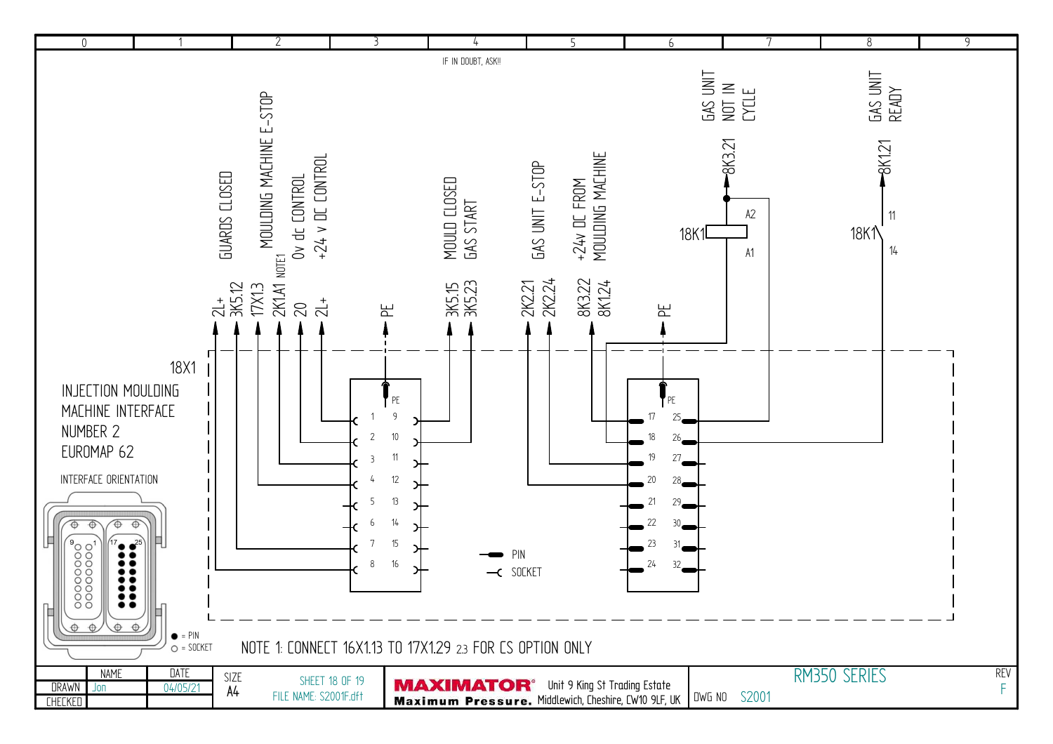IF IN DOUBT, ASK!!

# 18X1

INJECTION MOULDING MACHINE INTERFACE NUMBER 2 EUROMAP 62

INTERFACE ORIENTATION

● = PIN
○ = SOCKET

| Signal | Wire ref | Connector pin |
|---|---|---|
| GUARDS CLOSED | 2L+ / 3K5.12 | 8 / 7 |
| MOULDING MACHINE E-STOP | 17X1.3 / 2K1.A1 NOTE1 | 4 / 3 |
| 0v dc CONTROL | 20 | 2 |
| +24 v DC CONTROL | 2L+ | 1 |
| PE | PE | PE |
| MOULD CLOSED GAS START | 3K5.15 / 3K5.23 | 9 / 10 |
| GAS UNIT E-STOP | 2K2.21 / 2K2.24 | 20 / 19 |
| +24v DC FROM MOULDING MACHINE | 8K3.22 / 8K1.24 | 17 / 18 |
| PE | PE | PE |
| GAS UNIT NOT IN CYCLE | 8K3.21 (18K1 A2 / A1) | 25 |
| GAS UNIT READY | 8K1.21 (18K1 11 / 14) | 26 |

PIN / SOCKET

NOTE 1: CONNECT 16X1.13 TO 17X1.29 23 FOR CS OPTION ONLY

| | NAME | DATE | SIZE | | | |
|---|---|---|---|---|---|---|
| DRAWN | Jon | 04/05/21 | A4 | SHEET 18 OF 19 | FILE NAME: S2001F.dft | RM350 SERIES |
| CHECKED | | | | | DWG NO S2001 | REV F |

MAXIMATOR® Maximum Pressure. Unit 9 King St Trading Estate Middlewich, Cheshire, CW10 9LF, UK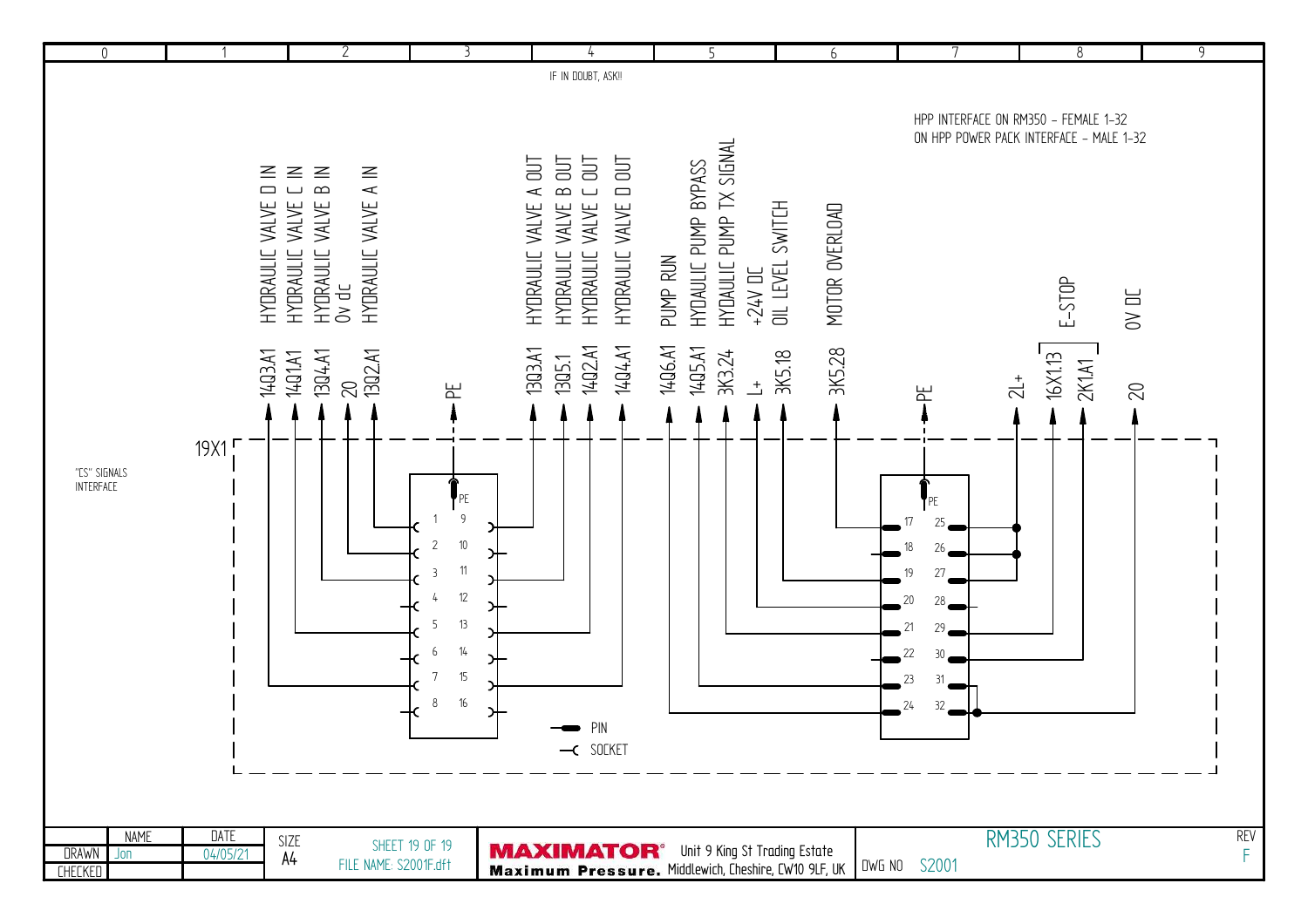IF IN DOUBT, ASK!!

HPP INTERFACE ON RM350 – FEMALE 1-32
ON HPP POWER PACK INTERFACE – MALE 1-32

"CS" SIGNALS INTERFACE

19X1

| Signal | Wire | Pin |
|---|---|---|
| HYDRAULIC VALVE D IN | 14Q3.A1 | 8 |
| HYDRAULIC VALVE C IN | 14Q1.A1 | 5 |
| HYDRAULIC VALVE B IN | 13Q4.A1 | 3 |
| 0v dc | 20 | 2 |
| HYDRAULIC VALVE A IN | 13Q2.A1 | 1 |
| | PE | PE |
| HYDRAULIC VALVE A OUT | 13Q3.A1 | 9 |
| HYDRAULIC VALVE B OUT | 13Q5.1 | 11 |
| HYDRAULIC VALVE C OUT | 14Q2.A1 | 13 |
| HYDRAULIC VALVE D OUT | 14Q4.A1 | 15 |
| PUMP RUN | 14Q6.A1 | 24 |
| HYDAULIC PUMP BYPASS | 14Q5.A1 | 23 |
| HYDAULIC PUMP TX SIGNAL | 3K3.24 | 22 |
| +24V DC | L+ | 20 |
| OIL LEVEL SWITCH | 3K5.18 | 19 |
| MOTOR OVERLOAD | 3K5.28 | 17 |
| | PE | PE |
| | 2L+ | 25, 26, 27 |
| E-STOP | 16X1.13 | 29 |
| E-STOP | 2K1A1 | 30 |
| 0V DC | 20 | 32 (31 linked) |

PIN
SOCKET

| | NAME | DATE | SIZE | | |
|---|---|---|---|---|---|
| DRAWN | Jon | 04/05/21 | A4 | SHEET 19 OF 19 | FILE NAME: S2001F.dft |
| CHECKED | | | | | |

MAXIMATOR® Maximum Pressure.
Unit 9 King St Trading Estate
Middlewich, Cheshire, CW10 9LF, UK

RM350 SERIES
DWG NO S2001
REV F